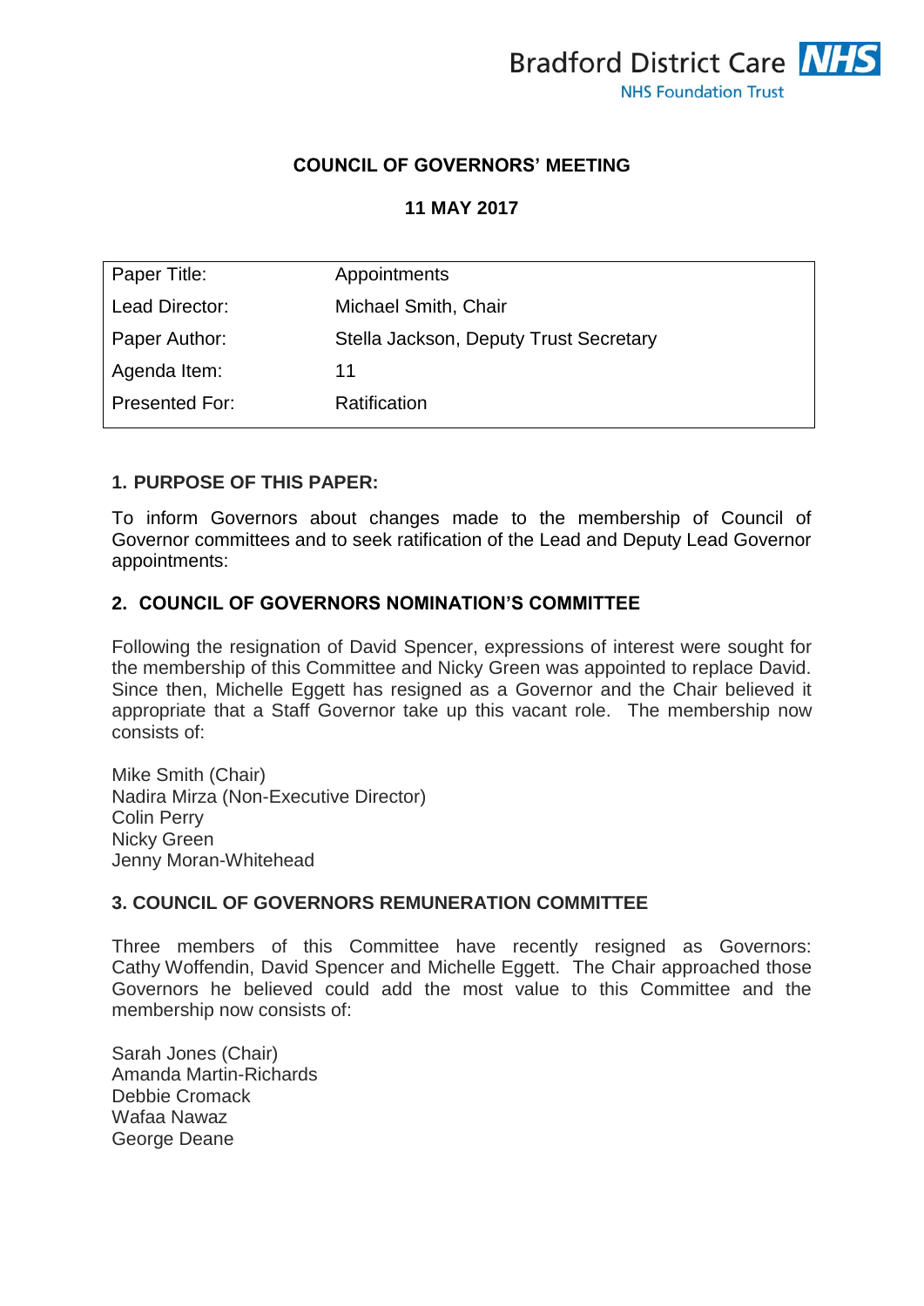Bradford District Care NHS
NHS Foundation Trust

**COUNCIL OF GOVERNORS' MEETING**

**11 MAY 2017**

| Paper Title: | Appointments |
| --- | --- |
| Lead Director: | Michael Smith, Chair |
| Paper Author: | Stella Jackson, Deputy Trust Secretary |
| Agenda Item: | 11 |
| Presented For: | Ratification |

## 1. PURPOSE OF THIS PAPER:

To inform Governors about changes made to the membership of Council of Governor committees and to seek ratification of the Lead and Deputy Lead Governor appointments:

## 2. COUNCIL OF GOVERNORS NOMINATION'S COMMITTEE

Following the resignation of David Spencer, expressions of interest were sought for the membership of this Committee and Nicky Green was appointed to replace David. Since then, Michelle Eggett has resigned as a Governor and the Chair believed it appropriate that a Staff Governor take up this vacant role. The membership now consists of:

Mike Smith (Chair)
Nadira Mirza (Non-Executive Director)
Colin Perry
Nicky Green
Jenny Moran-Whitehead

## 3. COUNCIL OF GOVERNORS REMUNERATION COMMITTEE

Three members of this Committee have recently resigned as Governors: Cathy Woffendin, David Spencer and Michelle Eggett. The Chair approached those Governors he believed could add the most value to this Committee and the membership now consists of:

Sarah Jones (Chair)
Amanda Martin-Richards
Debbie Cromack
Wafaa Nawaz
George Deane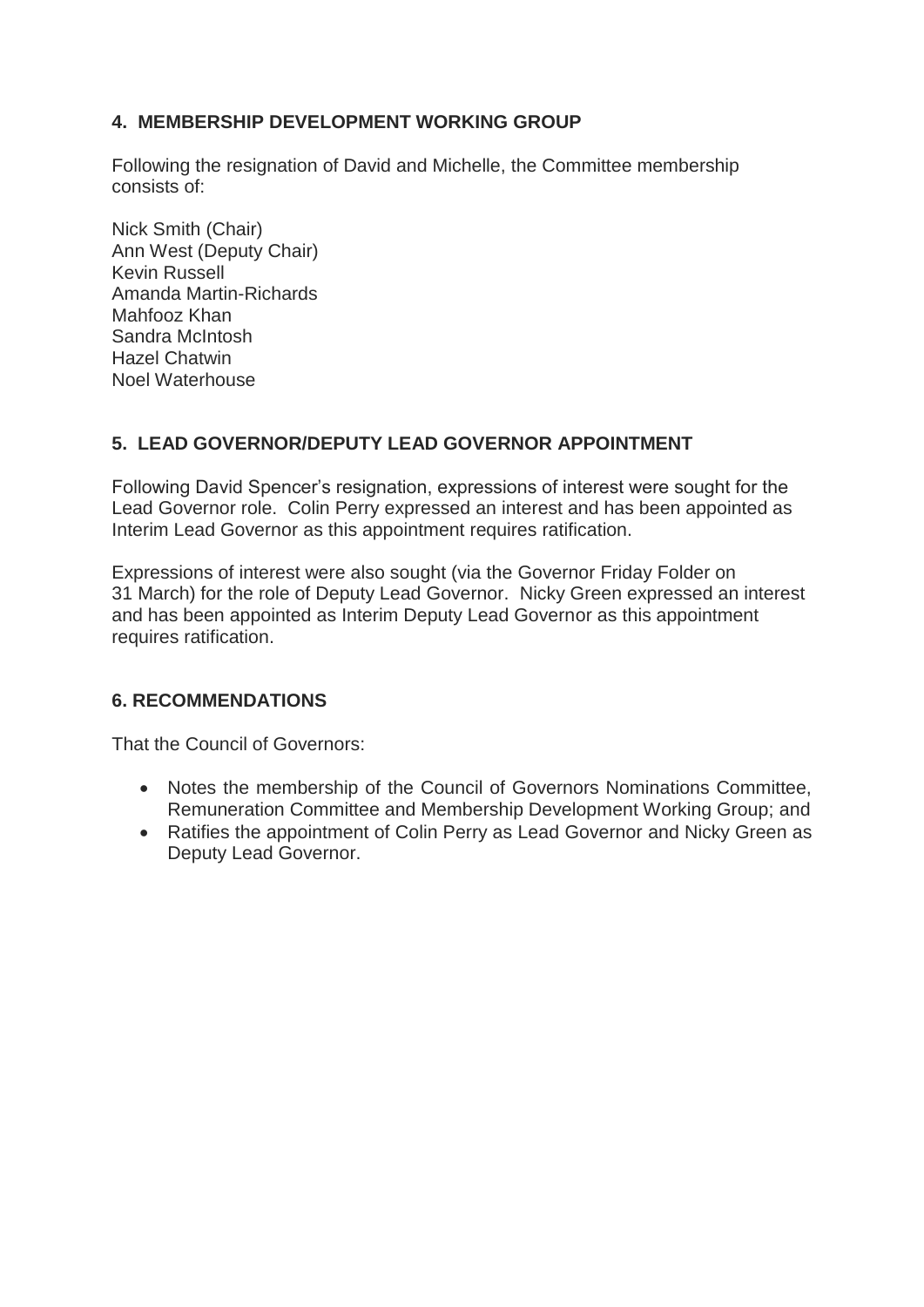## 4. MEMBERSHIP DEVELOPMENT WORKING GROUP

Following the resignation of David and Michelle, the Committee membership consists of:

Nick Smith (Chair)
Ann West (Deputy Chair)
Kevin Russell
Amanda Martin-Richards
Mahfooz Khan
Sandra McIntosh
Hazel Chatwin
Noel Waterhouse

## 5. LEAD GOVERNOR/DEPUTY LEAD GOVERNOR APPOINTMENT

Following David Spencer's resignation, expressions of interest were sought for the Lead Governor role. Colin Perry expressed an interest and has been appointed as Interim Lead Governor as this appointment requires ratification.

Expressions of interest were also sought (via the Governor Friday Folder on 31 March) for the role of Deputy Lead Governor. Nicky Green expressed an interest and has been appointed as Interim Deputy Lead Governor as this appointment requires ratification.

## 6. RECOMMENDATIONS

That the Council of Governors:

- Notes the membership of the Council of Governors Nominations Committee, Remuneration Committee and Membership Development Working Group; and
- Ratifies the appointment of Colin Perry as Lead Governor and Nicky Green as Deputy Lead Governor.